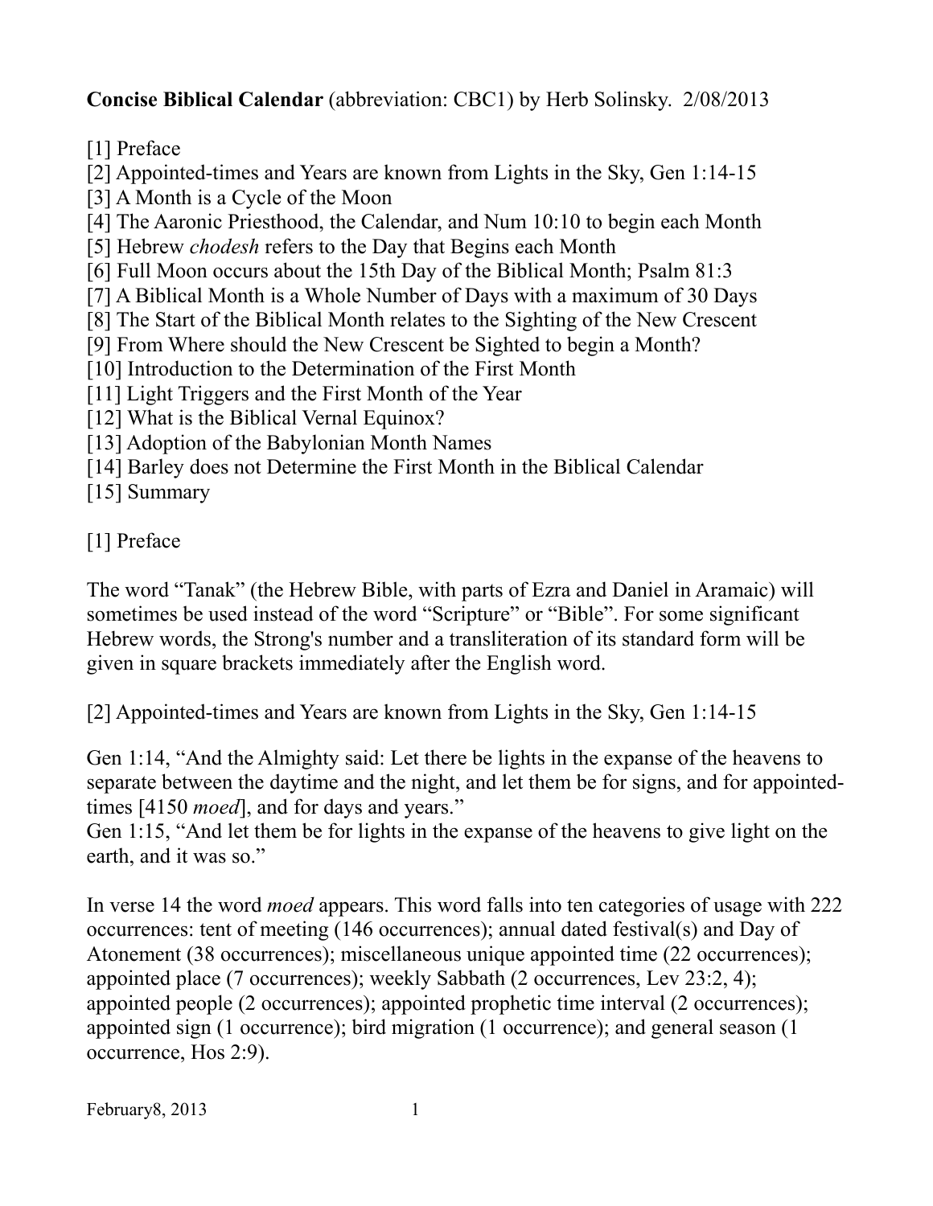**Concise Biblical Calendar** (abbreviation: CBC1) by Herb Solinsky. 2/08/2013

[1] Preface
[2] Appointed-times and Years are known from Lights in the Sky, Gen 1:14-15
[3] A Month is a Cycle of the Moon
[4] The Aaronic Priesthood, the Calendar, and Num 10:10 to begin each Month
[5] Hebrew *chodesh* refers to the Day that Begins each Month
[6] Full Moon occurs about the 15th Day of the Biblical Month; Psalm 81:3
[7] A Biblical Month is a Whole Number of Days with a maximum of 30 Days
[8] The Start of the Biblical Month relates to the Sighting of the New Crescent
[9] From Where should the New Crescent be Sighted to begin a Month?
[10] Introduction to the Determination of the First Month
[11] Light Triggers and the First Month of the Year
[12] What is the Biblical Vernal Equinox?
[13] Adoption of the Babylonian Month Names
[14] Barley does not Determine the First Month in the Biblical Calendar
[15] Summary

## [1] Preface

The word "Tanak" (the Hebrew Bible, with parts of Ezra and Daniel in Aramaic) will sometimes be used instead of the word "Scripture" or "Bible". For some significant Hebrew words, the Strong's number and a transliteration of its standard form will be given in square brackets immediately after the English word.

## [2] Appointed-times and Years are known from Lights in the Sky, Gen 1:14-15

Gen 1:14, "And the Almighty said: Let there be lights in the expanse of the heavens to separate between the daytime and the night, and let them be for signs, and for appointed-times [4150 *moed*], and for days and years."
Gen 1:15, "And let them be for lights in the expanse of the heavens to give light on the earth, and it was so."

In verse 14 the word *moed* appears. This word falls into ten categories of usage with 222 occurrences: tent of meeting (146 occurrences); annual dated festival(s) and Day of Atonement (38 occurrences); miscellaneous unique appointed time (22 occurrences); appointed place (7 occurrences); weekly Sabbath (2 occurrences, Lev 23:2, 4); appointed people (2 occurrences); appointed prophetic time interval (2 occurrences); appointed sign (1 occurrence); bird migration (1 occurrence); and general season (1 occurrence, Hos 2:9).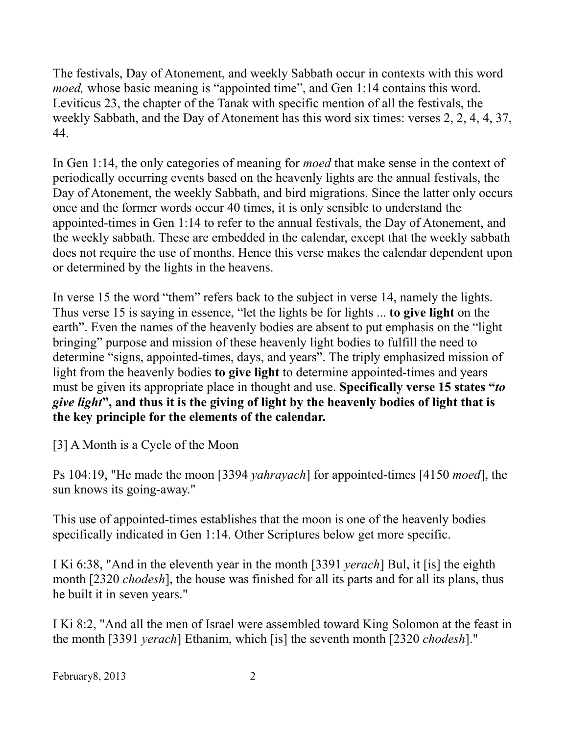The festivals, Day of Atonement, and weekly Sabbath occur in contexts with this word *moed,* whose basic meaning is “appointed time”, and Gen 1:14 contains this word. Leviticus 23, the chapter of the Tanak with specific mention of all the festivals, the weekly Sabbath, and the Day of Atonement has this word six times: verses 2, 2, 4, 4, 37, 44.

In Gen 1:14, the only categories of meaning for *moed* that make sense in the context of periodically occurring events based on the heavenly lights are the annual festivals, the Day of Atonement, the weekly Sabbath, and bird migrations. Since the latter only occurs once and the former words occur 40 times, it is only sensible to understand the appointed-times in Gen 1:14 to refer to the annual festivals, the Day of Atonement, and the weekly sabbath. These are embedded in the calendar, except that the weekly sabbath does not require the use of months. Hence this verse makes the calendar dependent upon or determined by the lights in the heavens.

In verse 15 the word “them” refers back to the subject in verse 14, namely the lights. Thus verse 15 is saying in essence, “let the lights be for lights ... **to give light** on the earth”. Even the names of the heavenly bodies are absent to put emphasis on the “light bringing” purpose and mission of these heavenly light bodies to fulfill the need to determine “signs, appointed-times, days, and years”. The triply emphasized mission of light from the heavenly bodies **to give light** to determine appointed-times and years must be given its appropriate place in thought and use. **Specifically verse 15 states “*to give light*”, and thus it is the giving of light by the heavenly bodies of light that is the key principle for the elements of the calendar.**

[3] A Month is a Cycle of the Moon

Ps 104:19, "He made the moon [3394 *yahrayach*] for appointed-times [4150 *moed*], the sun knows its going-away."

This use of appointed-times establishes that the moon is one of the heavenly bodies specifically indicated in Gen 1:14. Other Scriptures below get more specific.

I Ki 6:38, "And in the eleventh year in the month [3391 *yerach*] Bul, it [is] the eighth month [2320 *chodesh*], the house was finished for all its parts and for all its plans, thus he built it in seven years."

I Ki 8:2, "And all the men of Israel were assembled toward King Solomon at the feast in the month [3391 *yerach*] Ethanim, which [is] the seventh month [2320 *chodesh*]."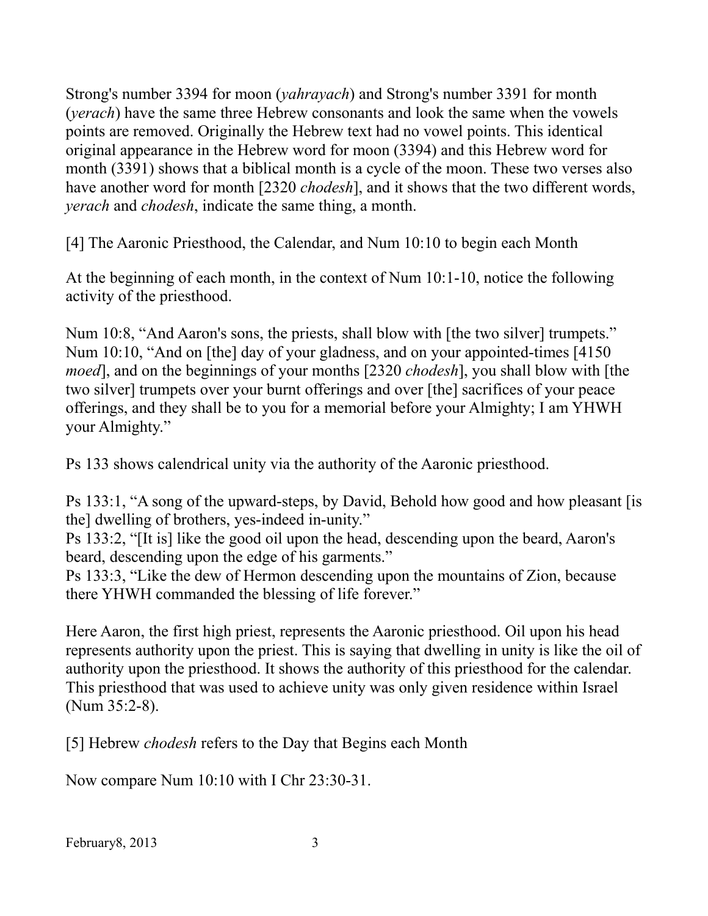Strong's number 3394 for moon (*yahrayach*) and Strong's number 3391 for month (*yerach*) have the same three Hebrew consonants and look the same when the vowels points are removed. Originally the Hebrew text had no vowel points. This identical original appearance in the Hebrew word for moon (3394) and this Hebrew word for month (3391) shows that a biblical month is a cycle of the moon. These two verses also have another word for month [2320 *chodesh*], and it shows that the two different words, *yerach* and *chodesh*, indicate the same thing, a month.

## [4] The Aaronic Priesthood, the Calendar, and Num 10:10 to begin each Month

At the beginning of each month, in the context of Num 10:1-10, notice the following activity of the priesthood.

Num 10:8, "And Aaron's sons, the priests, shall blow with [the two silver] trumpets."
Num 10:10, "And on [the] day of your gladness, and on your appointed-times [4150 *moed*], and on the beginnings of your months [2320 *chodesh*], you shall blow with [the two silver] trumpets over your burnt offerings and over [the] sacrifices of your peace offerings, and they shall be to you for a memorial before your Almighty; I am YHWH your Almighty."

Ps 133 shows calendrical unity via the authority of the Aaronic priesthood.

Ps 133:1, "A song of the upward-steps, by David, Behold how good and how pleasant [is the] dwelling of brothers, yes-indeed in-unity."
Ps 133:2, "[It is] like the good oil upon the head, descending upon the beard, Aaron's beard, descending upon the edge of his garments."
Ps 133:3, "Like the dew of Hermon descending upon the mountains of Zion, because there YHWH commanded the blessing of life forever."

Here Aaron, the first high priest, represents the Aaronic priesthood. Oil upon his head represents authority upon the priest. This is saying that dwelling in unity is like the oil of authority upon the priesthood. It shows the authority of this priesthood for the calendar. This priesthood that was used to achieve unity was only given residence within Israel (Num 35:2-8).

## [5] Hebrew *chodesh* refers to the Day that Begins each Month

Now compare Num 10:10 with I Chr 23:30-31.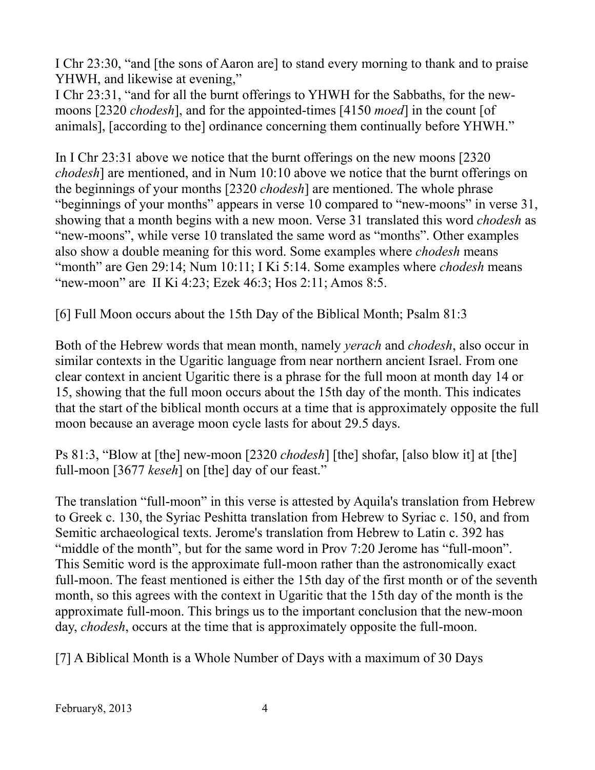I Chr 23:30, “and [the sons of Aaron are] to stand every morning to thank and to praise YHWH, and likewise at evening,”
I Chr 23:31, “and for all the burnt offerings to YHWH for the Sabbaths, for the new-moons [2320 *chodesh*], and for the appointed-times [4150 *moed*] in the count [of animals], [according to the] ordinance concerning them continually before YHWH.”

In I Chr 23:31 above we notice that the burnt offerings on the new moons [2320 *chodesh*] are mentioned, and in Num 10:10 above we notice that the burnt offerings on the beginnings of your months [2320 *chodesh*] are mentioned. The whole phrase “beginnings of your months” appears in verse 10 compared to “new-moons” in verse 31, showing that a month begins with a new moon. Verse 31 translated this word *chodesh* as “new-moons”, while verse 10 translated the same word as “months”. Other examples also show a double meaning for this word. Some examples where *chodesh* means “month” are Gen 29:14; Num 10:11; I Ki 5:14. Some examples where *chodesh* means “new-moon” are II Ki 4:23; Ezek 46:3; Hos 2:11; Amos 8:5.

[6] Full Moon occurs about the 15th Day of the Biblical Month; Psalm 81:3

Both of the Hebrew words that mean month, namely *yerach* and *chodesh*, also occur in similar contexts in the Ugaritic language from near northern ancient Israel. From one clear context in ancient Ugaritic there is a phrase for the full moon at month day 14 or 15, showing that the full moon occurs about the 15th day of the month. This indicates that the start of the biblical month occurs at a time that is approximately opposite the full moon because an average moon cycle lasts for about 29.5 days.

Ps 81:3, “Blow at [the] new-moon [2320 *chodesh*] [the] shofar, [also blow it] at [the] full-moon [3677 *keseh*] on [the] day of our feast.”

The translation “full-moon” in this verse is attested by Aquila's translation from Hebrew to Greek c. 130, the Syriac Peshitta translation from Hebrew to Syriac c. 150, and from Semitic archaeological texts. Jerome's translation from Hebrew to Latin c. 392 has “middle of the month”, but for the same word in Prov 7:20 Jerome has “full-moon”. This Semitic word is the approximate full-moon rather than the astronomically exact full-moon. The feast mentioned is either the 15th day of the first month or of the seventh month, so this agrees with the context in Ugaritic that the 15th day of the month is the approximate full-moon. This brings us to the important conclusion that the new-moon day, *chodesh*, occurs at the time that is approximately opposite the full-moon.

[7] A Biblical Month is a Whole Number of Days with a maximum of 30 Days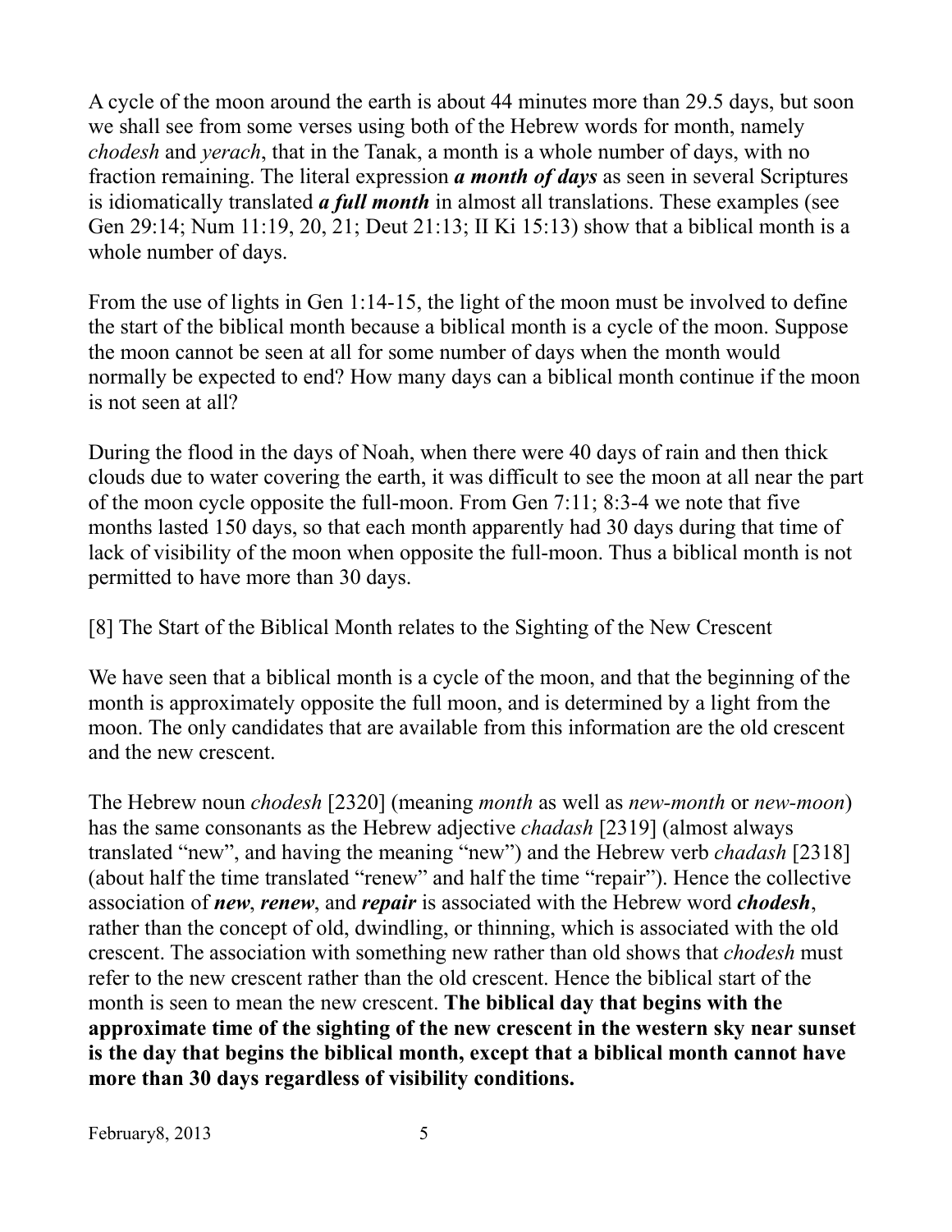A cycle of the moon around the earth is about 44 minutes more than 29.5 days, but soon we shall see from some verses using both of the Hebrew words for month, namely *chodesh* and *yerach*, that in the Tanak, a month is a whole number of days, with no fraction remaining. The literal expression ***a month of days*** as seen in several Scriptures is idiomatically translated ***a full month*** in almost all translations. These examples (see Gen 29:14; Num 11:19, 20, 21; Deut 21:13; II Ki 15:13) show that a biblical month is a whole number of days.

From the use of lights in Gen 1:14-15, the light of the moon must be involved to define the start of the biblical month because a biblical month is a cycle of the moon. Suppose the moon cannot be seen at all for some number of days when the month would normally be expected to end? How many days can a biblical month continue if the moon is not seen at all?

During the flood in the days of Noah, when there were 40 days of rain and then thick clouds due to water covering the earth, it was difficult to see the moon at all near the part of the moon cycle opposite the full-moon. From Gen 7:11; 8:3-4 we note that five months lasted 150 days, so that each month apparently had 30 days during that time of lack of visibility of the moon when opposite the full-moon. Thus a biblical month is not permitted to have more than 30 days.

## [8] The Start of the Biblical Month relates to the Sighting of the New Crescent

We have seen that a biblical month is a cycle of the moon, and that the beginning of the month is approximately opposite the full moon, and is determined by a light from the moon. The only candidates that are available from this information are the old crescent and the new crescent.

The Hebrew noun *chodesh* [2320] (meaning *month* as well as *new-month* or *new-moon*) has the same consonants as the Hebrew adjective *chadash* [2319] (almost always translated "new", and having the meaning "new") and the Hebrew verb *chadash* [2318] (about half the time translated "renew" and half the time "repair"). Hence the collective association of ***new***, ***renew***, and ***repair*** is associated with the Hebrew word ***chodesh***, rather than the concept of old, dwindling, or thinning, which is associated with the old crescent. The association with something new rather than old shows that *chodesh* must refer to the new crescent rather than the old crescent. Hence the biblical start of the month is seen to mean the new crescent. **The biblical day that begins with the approximate time of the sighting of the new crescent in the western sky near sunset is the day that begins the biblical month, except that a biblical month cannot have more than 30 days regardless of visibility conditions.**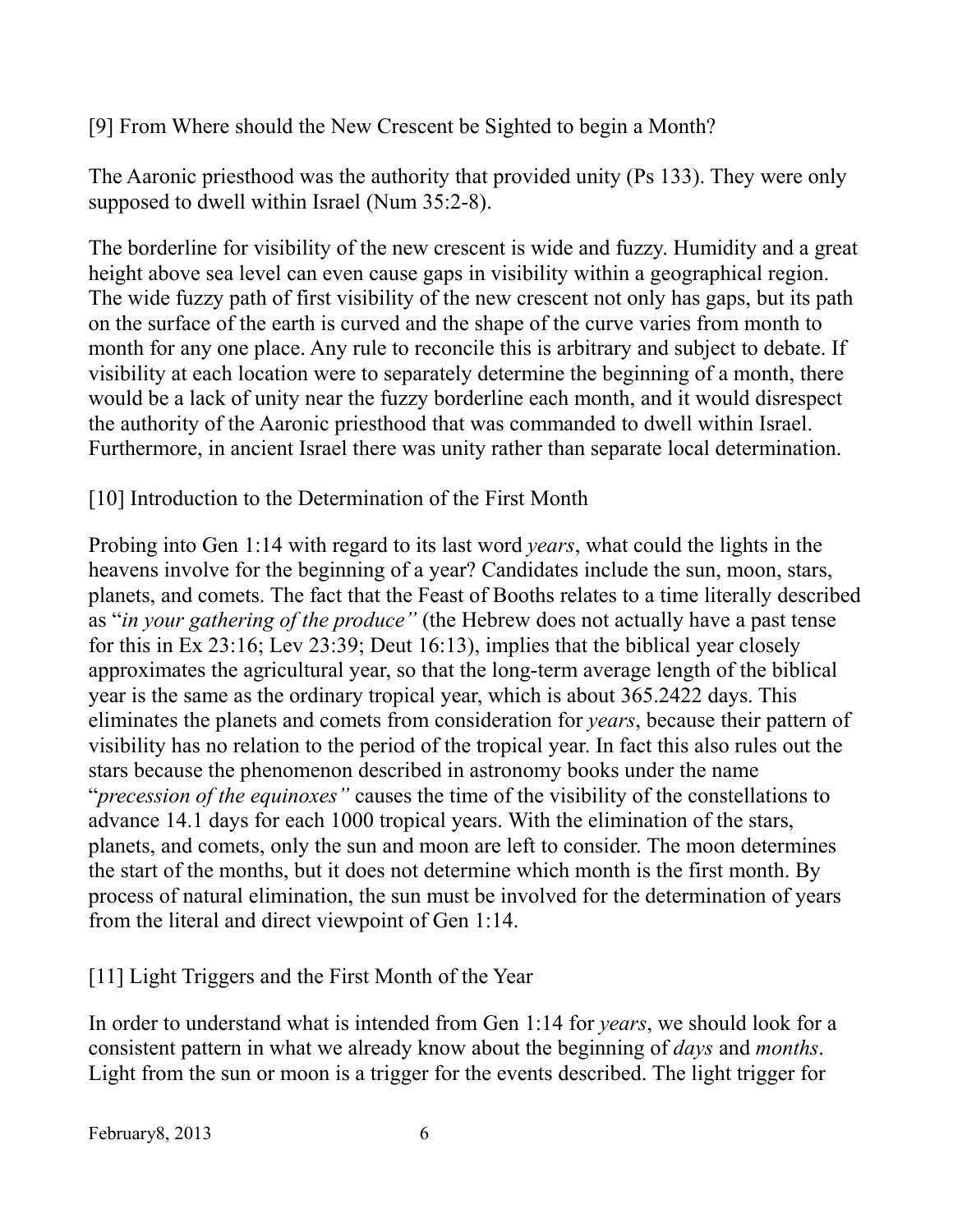## [9] From Where should the New Crescent be Sighted to begin a Month?

The Aaronic priesthood was the authority that provided unity (Ps 133). They were only supposed to dwell within Israel (Num 35:2-8).

The borderline for visibility of the new crescent is wide and fuzzy. Humidity and a great height above sea level can even cause gaps in visibility within a geographical region. The wide fuzzy path of first visibility of the new crescent not only has gaps, but its path on the surface of the earth is curved and the shape of the curve varies from month to month for any one place. Any rule to reconcile this is arbitrary and subject to debate. If visibility at each location were to separately determine the beginning of a month, there would be a lack of unity near the fuzzy borderline each month, and it would disrespect the authority of the Aaronic priesthood that was commanded to dwell within Israel. Furthermore, in ancient Israel there was unity rather than separate local determination.

## [10] Introduction to the Determination of the First Month

Probing into Gen 1:14 with regard to its last word *years*, what could the lights in the heavens involve for the beginning of a year? Candidates include the sun, moon, stars, planets, and comets. The fact that the Feast of Booths relates to a time literally described as "*in your gathering of the produce"* (the Hebrew does not actually have a past tense for this in Ex 23:16; Lev 23:39; Deut 16:13), implies that the biblical year closely approximates the agricultural year, so that the long-term average length of the biblical year is the same as the ordinary tropical year, which is about 365.2422 days. This eliminates the planets and comets from consideration for *years*, because their pattern of visibility has no relation to the period of the tropical year. In fact this also rules out the stars because the phenomenon described in astronomy books under the name "*precession of the equinoxes"* causes the time of the visibility of the constellations to advance 14.1 days for each 1000 tropical years. With the elimination of the stars, planets, and comets, only the sun and moon are left to consider. The moon determines the start of the months, but it does not determine which month is the first month. By process of natural elimination, the sun must be involved for the determination of years from the literal and direct viewpoint of Gen 1:14.

## [11] Light Triggers and the First Month of the Year

In order to understand what is intended from Gen 1:14 for *years*, we should look for a consistent pattern in what we already know about the beginning of *days* and *months*. Light from the sun or moon is a trigger for the events described. The light trigger for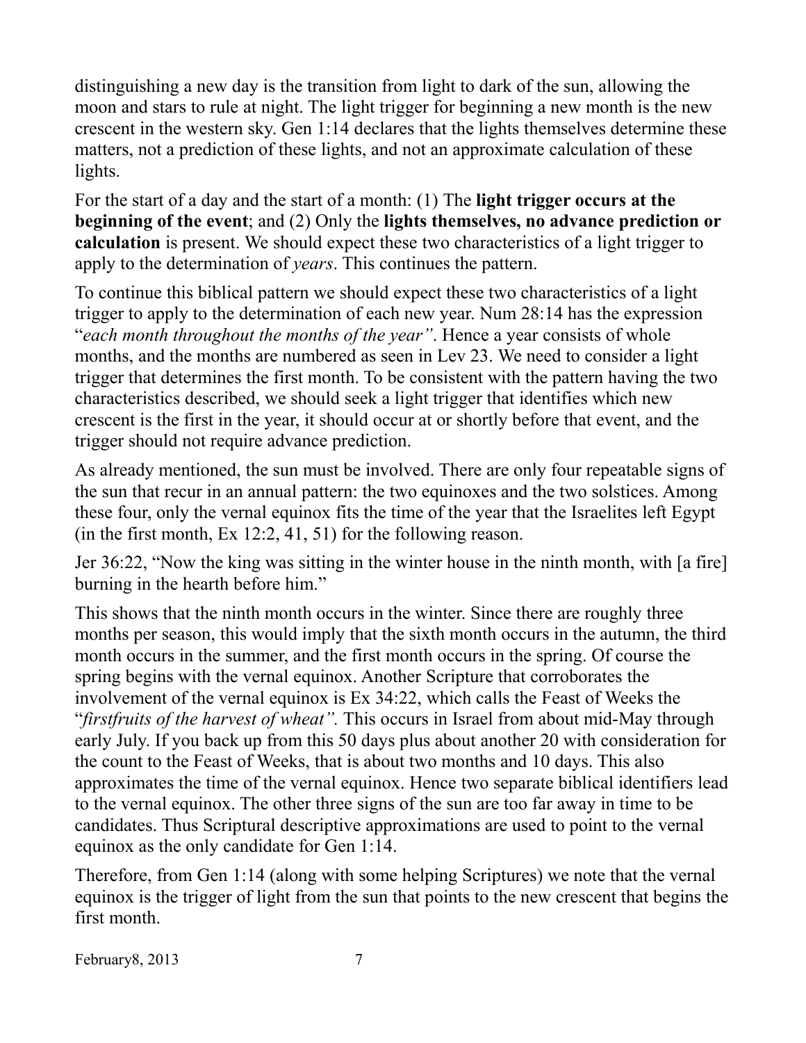distinguishing a new day is the transition from light to dark of the sun, allowing the moon and stars to rule at night. The light trigger for beginning a new month is the new crescent in the western sky. Gen 1:14 declares that the lights themselves determine these matters, not a prediction of these lights, and not an approximate calculation of these lights.

For the start of a day and the start of a month: (1) The **light trigger occurs at the beginning of the event**; and (2) Only the **lights themselves, no advance prediction or calculation** is present. We should expect these two characteristics of a light trigger to apply to the determination of *years*. This continues the pattern.

To continue this biblical pattern we should expect these two characteristics of a light trigger to apply to the determination of each new year. Num 28:14 has the expression "*each month throughout the months of the year"*. Hence a year consists of whole months, and the months are numbered as seen in Lev 23. We need to consider a light trigger that determines the first month. To be consistent with the pattern having the two characteristics described, we should seek a light trigger that identifies which new crescent is the first in the year, it should occur at or shortly before that event, and the trigger should not require advance prediction.

As already mentioned, the sun must be involved. There are only four repeatable signs of the sun that recur in an annual pattern: the two equinoxes and the two solstices. Among these four, only the vernal equinox fits the time of the year that the Israelites left Egypt (in the first month, Ex 12:2, 41, 51) for the following reason.

Jer 36:22, "Now the king was sitting in the winter house in the ninth month, with [a fire] burning in the hearth before him."

This shows that the ninth month occurs in the winter. Since there are roughly three months per season, this would imply that the sixth month occurs in the autumn, the third month occurs in the summer, and the first month occurs in the spring. Of course the spring begins with the vernal equinox. Another Scripture that corroborates the involvement of the vernal equinox is Ex 34:22, which calls the Feast of Weeks the "*firstfruits of the harvest of wheat".* This occurs in Israel from about mid-May through early July. If you back up from this 50 days plus about another 20 with consideration for the count to the Feast of Weeks, that is about two months and 10 days. This also approximates the time of the vernal equinox. Hence two separate biblical identifiers lead to the vernal equinox. The other three signs of the sun are too far away in time to be candidates. Thus Scriptural descriptive approximations are used to point to the vernal equinox as the only candidate for Gen 1:14.

Therefore, from Gen 1:14 (along with some helping Scriptures) we note that the vernal equinox is the trigger of light from the sun that points to the new crescent that begins the first month.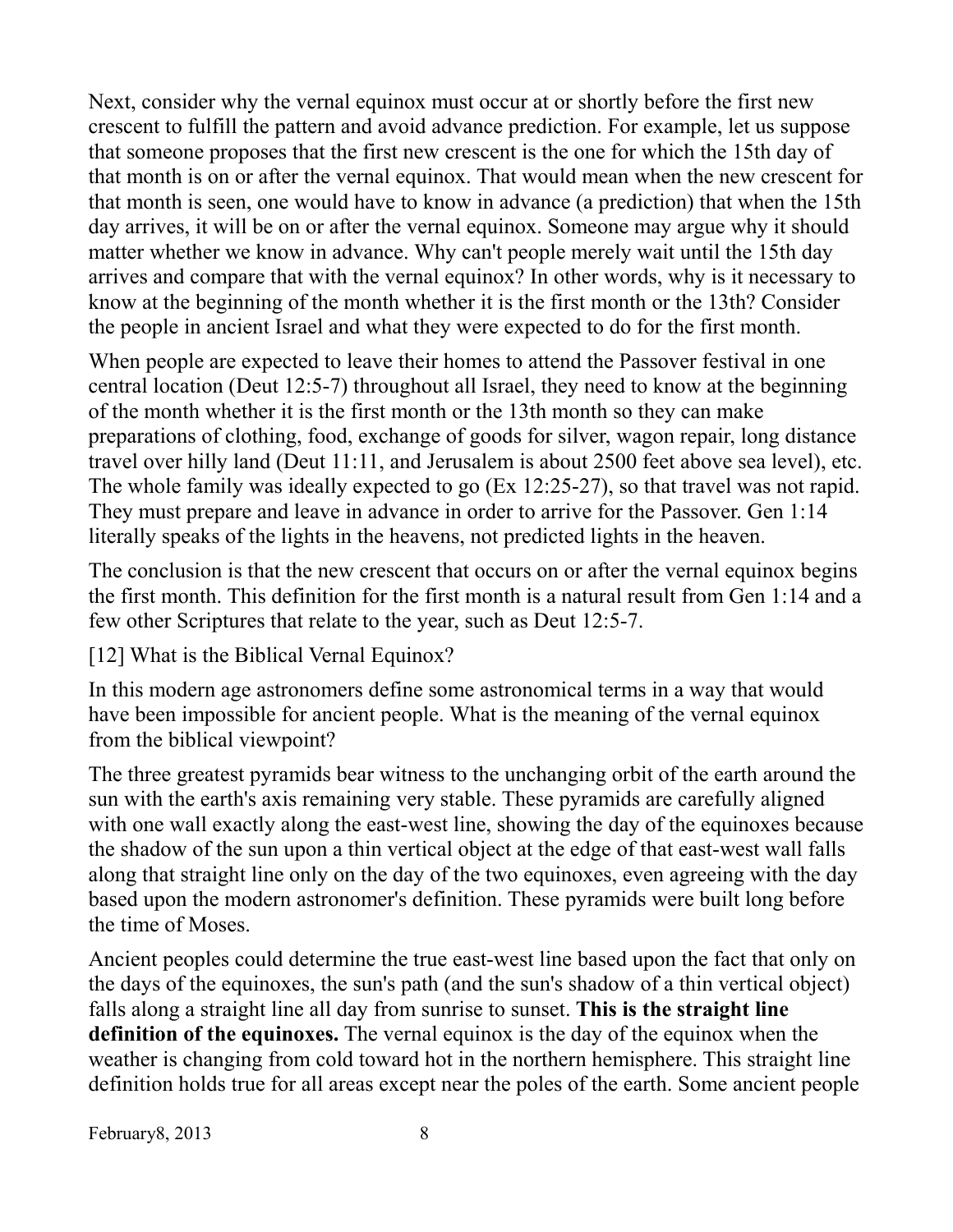Next, consider why the vernal equinox must occur at or shortly before the first new crescent to fulfill the pattern and avoid advance prediction. For example, let us suppose that someone proposes that the first new crescent is the one for which the 15th day of that month is on or after the vernal equinox. That would mean when the new crescent for that month is seen, one would have to know in advance (a prediction) that when the 15th day arrives, it will be on or after the vernal equinox. Someone may argue why it should matter whether we know in advance. Why can't people merely wait until the 15th day arrives and compare that with the vernal equinox? In other words, why is it necessary to know at the beginning of the month whether it is the first month or the 13th? Consider the people in ancient Israel and what they were expected to do for the first month.

When people are expected to leave their homes to attend the Passover festival in one central location (Deut 12:5-7) throughout all Israel, they need to know at the beginning of the month whether it is the first month or the 13th month so they can make preparations of clothing, food, exchange of goods for silver, wagon repair, long distance travel over hilly land (Deut 11:11, and Jerusalem is about 2500 feet above sea level), etc. The whole family was ideally expected to go (Ex 12:25-27), so that travel was not rapid. They must prepare and leave in advance in order to arrive for the Passover. Gen 1:14 literally speaks of the lights in the heavens, not predicted lights in the heaven.

The conclusion is that the new crescent that occurs on or after the vernal equinox begins the first month. This definition for the first month is a natural result from Gen 1:14 and a few other Scriptures that relate to the year, such as Deut 12:5-7.

## [12] What is the Biblical Vernal Equinox?

In this modern age astronomers define some astronomical terms in a way that would have been impossible for ancient people. What is the meaning of the vernal equinox from the biblical viewpoint?

The three greatest pyramids bear witness to the unchanging orbit of the earth around the sun with the earth's axis remaining very stable. These pyramids are carefully aligned with one wall exactly along the east-west line, showing the day of the equinoxes because the shadow of the sun upon a thin vertical object at the edge of that east-west wall falls along that straight line only on the day of the two equinoxes, even agreeing with the day based upon the modern astronomer's definition. These pyramids were built long before the time of Moses.

Ancient peoples could determine the true east-west line based upon the fact that only on the days of the equinoxes, the sun's path (and the sun's shadow of a thin vertical object) falls along a straight line all day from sunrise to sunset. **This is the straight line definition of the equinoxes.** The vernal equinox is the day of the equinox when the weather is changing from cold toward hot in the northern hemisphere. This straight line definition holds true for all areas except near the poles of the earth. Some ancient people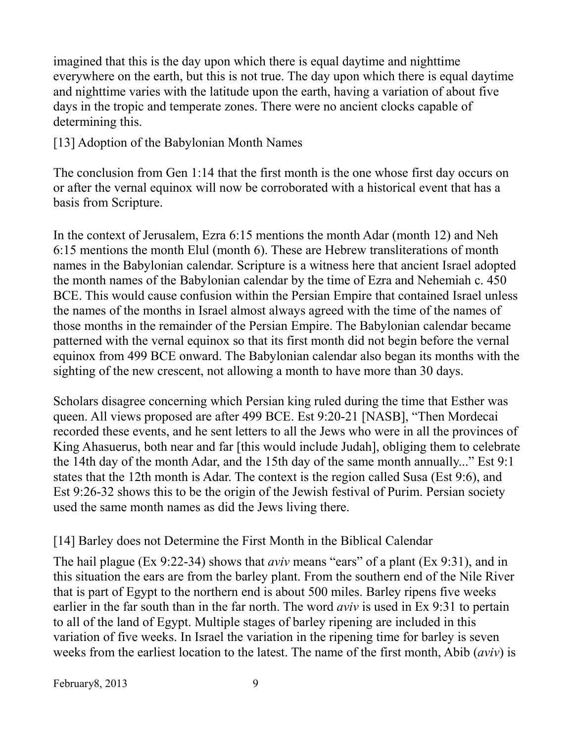imagined that this is the day upon which there is equal daytime and nighttime everywhere on the earth, but this is not true. The day upon which there is equal daytime and nighttime varies with the latitude upon the earth, having a variation of about five days in the tropic and temperate zones. There were no ancient clocks capable of determining this.

## [13] Adoption of the Babylonian Month Names

The conclusion from Gen 1:14 that the first month is the one whose first day occurs on or after the vernal equinox will now be corroborated with a historical event that has a basis from Scripture.

In the context of Jerusalem, Ezra 6:15 mentions the month Adar (month 12) and Neh 6:15 mentions the month Elul (month 6). These are Hebrew transliterations of month names in the Babylonian calendar. Scripture is a witness here that ancient Israel adopted the month names of the Babylonian calendar by the time of Ezra and Nehemiah c. 450 BCE. This would cause confusion within the Persian Empire that contained Israel unless the names of the months in Israel almost always agreed with the time of the names of those months in the remainder of the Persian Empire. The Babylonian calendar became patterned with the vernal equinox so that its first month did not begin before the vernal equinox from 499 BCE onward. The Babylonian calendar also began its months with the sighting of the new crescent, not allowing a month to have more than 30 days.

Scholars disagree concerning which Persian king ruled during the time that Esther was queen. All views proposed are after 499 BCE. Est 9:20-21 [NASB], "Then Mordecai recorded these events, and he sent letters to all the Jews who were in all the provinces of King Ahasuerus, both near and far [this would include Judah], obliging them to celebrate the 14th day of the month Adar, and the 15th day of the same month annually..." Est 9:1 states that the 12th month is Adar. The context is the region called Susa (Est 9:6), and Est 9:26-32 shows this to be the origin of the Jewish festival of Purim. Persian society used the same month names as did the Jews living there.

## [14] Barley does not Determine the First Month in the Biblical Calendar

The hail plague (Ex 9:22-34) shows that *aviv* means "ears" of a plant (Ex 9:31), and in this situation the ears are from the barley plant. From the southern end of the Nile River that is part of Egypt to the northern end is about 500 miles. Barley ripens five weeks earlier in the far south than in the far north. The word *aviv* is used in Ex 9:31 to pertain to all of the land of Egypt. Multiple stages of barley ripening are included in this variation of five weeks. In Israel the variation in the ripening time for barley is seven weeks from the earliest location to the latest. The name of the first month, Abib (*aviv*) is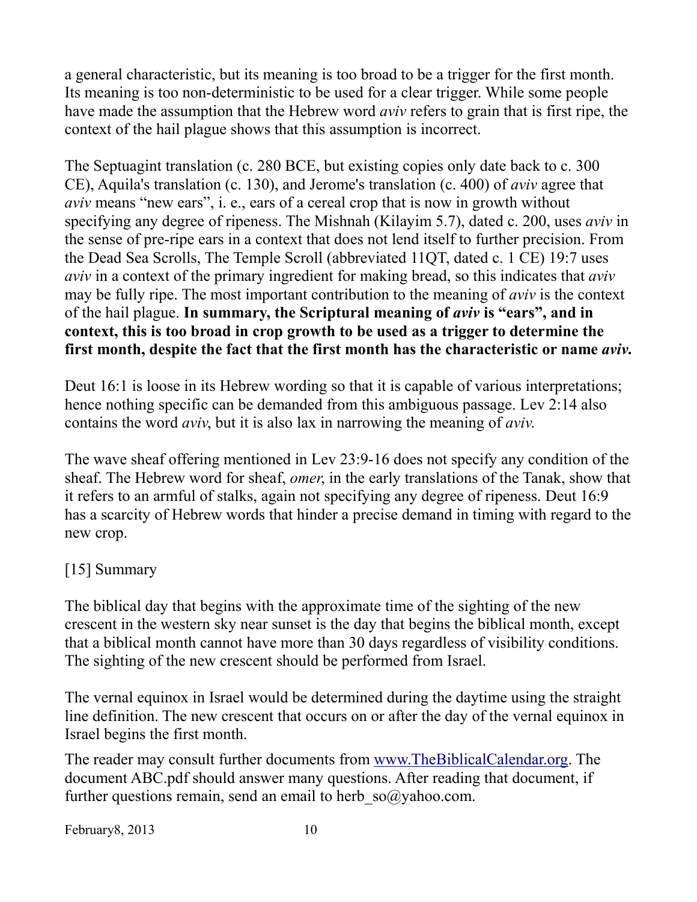a general characteristic, but its meaning is too broad to be a trigger for the first month. Its meaning is too non-deterministic to be used for a clear trigger. While some people have made the assumption that the Hebrew word *aviv* refers to grain that is first ripe, the context of the hail plague shows that this assumption is incorrect.

The Septuagint translation (c. 280 BCE, but existing copies only date back to c. 300 CE), Aquila's translation (c. 130), and Jerome's translation (c. 400) of *aviv* agree that *aviv* means "new ears", i. e., ears of a cereal crop that is now in growth without specifying any degree of ripeness. The Mishnah (Kilayim 5.7), dated c. 200, uses *aviv* in the sense of pre-ripe ears in a context that does not lend itself to further precision. From the Dead Sea Scrolls, The Temple Scroll (abbreviated 11QT, dated c. 1 CE) 19:7 uses *aviv* in a context of the primary ingredient for making bread, so this indicates that *aviv* may be fully ripe. The most important contribution to the meaning of *aviv* is the context of the hail plague. **In summary, the Scriptural meaning of *aviv* is "ears", and in context, this is too broad in crop growth to be used as a trigger to determine the first month, despite the fact that the first month has the characteristic or name *aviv.***

Deut 16:1 is loose in its Hebrew wording so that it is capable of various interpretations; hence nothing specific can be demanded from this ambiguous passage. Lev 2:14 also contains the word *aviv*, but it is also lax in narrowing the meaning of *aviv*.

The wave sheaf offering mentioned in Lev 23:9-16 does not specify any condition of the sheaf. The Hebrew word for sheaf, *omer*, in the early translations of the Tanak, show that it refers to an armful of stalks, again not specifying any degree of ripeness. Deut 16:9 has a scarcity of Hebrew words that hinder a precise demand in timing with regard to the new crop.

## [15] Summary

The biblical day that begins with the approximate time of the sighting of the new crescent in the western sky near sunset is the day that begins the biblical month, except that a biblical month cannot have more than 30 days regardless of visibility conditions. The sighting of the new crescent should be performed from Israel.

The vernal equinox in Israel would be determined during the daytime using the straight line definition. The new crescent that occurs on or after the day of the vernal equinox in Israel begins the first month.

The reader may consult further documents from [www.TheBiblicalCalendar.org](http://www.TheBiblicalCalendar.org). The document ABC.pdf should answer many questions. After reading that document, if further questions remain, send an email to herb_so@yahoo.com.

February8, 2013